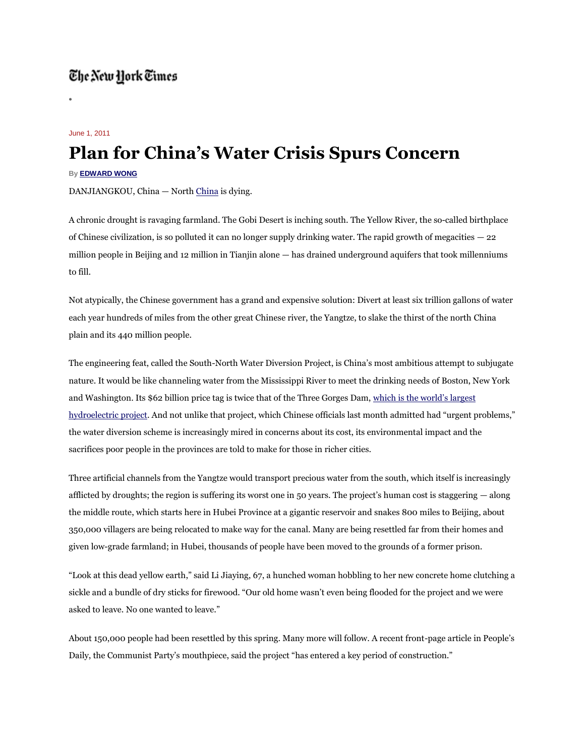The New York Times

June 1, 2011

# Plan for China's Water Crisis Spurs Concern

By **EDWARD WONG**

DANJIANGKOU, China — North China is dying.

A chronic drought is ravaging farmland. The Gobi Desert is inching south. The Yellow River, the so-called birthplace of Chinese civilization, is so polluted it can no longer supply drinking water. The rapid growth of megacities — 22 million people in Beijing and 12 million in Tianjin alone — has drained underground aquifers that took millenniums to fill.

Not atypically, the Chinese government has a grand and expensive solution: Divert at least six trillion gallons of water each year hundreds of miles from the other great Chinese river, the Yangtze, to slake the thirst of the north China plain and its 440 million people.

The engineering feat, called the South-North Water Diversion Project, is China's most ambitious attempt to subjugate nature. It would be like channeling water from the Mississippi River to meet the drinking needs of Boston, New York and Washington. Its $62 billion price tag is twice that of the Three Gorges Dam, which is the world's largest hydroelectric project. And not unlike that project, which Chinese officials last month admitted had "urgent problems," the water diversion scheme is increasingly mired in concerns about its cost, its environmental impact and the sacrifices poor people in the provinces are told to make for those in richer cities.

Three artificial channels from the Yangtze would transport precious water from the south, which itself is increasingly afflicted by droughts; the region is suffering its worst one in 50 years. The project's human cost is staggering — along the middle route, which starts here in Hubei Province at a gigantic reservoir and snakes 800 miles to Beijing, about 350,000 villagers are being relocated to make way for the canal. Many are being resettled far from their homes and given low-grade farmland; in Hubei, thousands of people have been moved to the grounds of a former prison.

"Look at this dead yellow earth," said Li Jiaying, 67, a hunched woman hobbling to her new concrete home clutching a sickle and a bundle of dry sticks for firewood. "Our old home wasn't even being flooded for the project and we were asked to leave. No one wanted to leave."

About 150,000 people had been resettled by this spring. Many more will follow. A recent front-page article in People's Daily, the Communist Party's mouthpiece, said the project "has entered a key period of construction."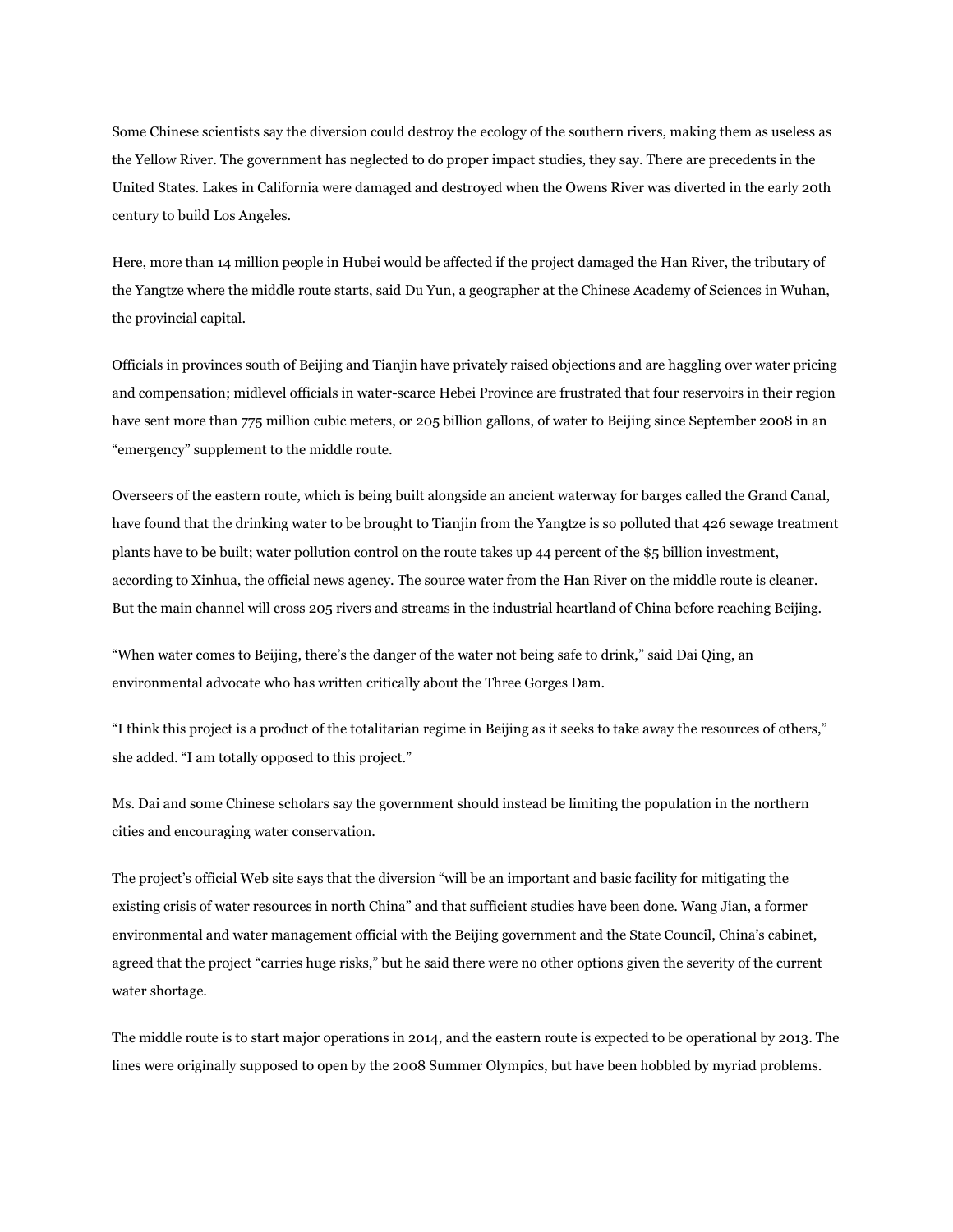Some Chinese scientists say the diversion could destroy the ecology of the southern rivers, making them as useless as the Yellow River. The government has neglected to do proper impact studies, they say. There are precedents in the United States. Lakes in California were damaged and destroyed when the Owens River was diverted in the early 20th century to build Los Angeles.

Here, more than 14 million people in Hubei would be affected if the project damaged the Han River, the tributary of the Yangtze where the middle route starts, said Du Yun, a geographer at the Chinese Academy of Sciences in Wuhan, the provincial capital.

Officials in provinces south of Beijing and Tianjin have privately raised objections and are haggling over water pricing and compensation; midlevel officials in water-scarce Hebei Province are frustrated that four reservoirs in their region have sent more than 775 million cubic meters, or 205 billion gallons, of water to Beijing since September 2008 in an "emergency" supplement to the middle route.

Overseers of the eastern route, which is being built alongside an ancient waterway for barges called the Grand Canal, have found that the drinking water to be brought to Tianjin from the Yangtze is so polluted that 426 sewage treatment plants have to be built; water pollution control on the route takes up 44 percent of the $5 billion investment, according to Xinhua, the official news agency. The source water from the Han River on the middle route is cleaner. But the main channel will cross 205 rivers and streams in the industrial heartland of China before reaching Beijing.

"When water comes to Beijing, there's the danger of the water not being safe to drink," said Dai Qing, an environmental advocate who has written critically about the Three Gorges Dam.

"I think this project is a product of the totalitarian regime in Beijing as it seeks to take away the resources of others," she added. "I am totally opposed to this project."

Ms. Dai and some Chinese scholars say the government should instead be limiting the population in the northern cities and encouraging water conservation.

The project's official Web site says that the diversion "will be an important and basic facility for mitigating the existing crisis of water resources in north China" and that sufficient studies have been done. Wang Jian, a former environmental and water management official with the Beijing government and the State Council, China's cabinet, agreed that the project "carries huge risks," but he said there were no other options given the severity of the current water shortage.

The middle route is to start major operations in 2014, and the eastern route is expected to be operational by 2013. The lines were originally supposed to open by the 2008 Summer Olympics, but have been hobbled by myriad problems.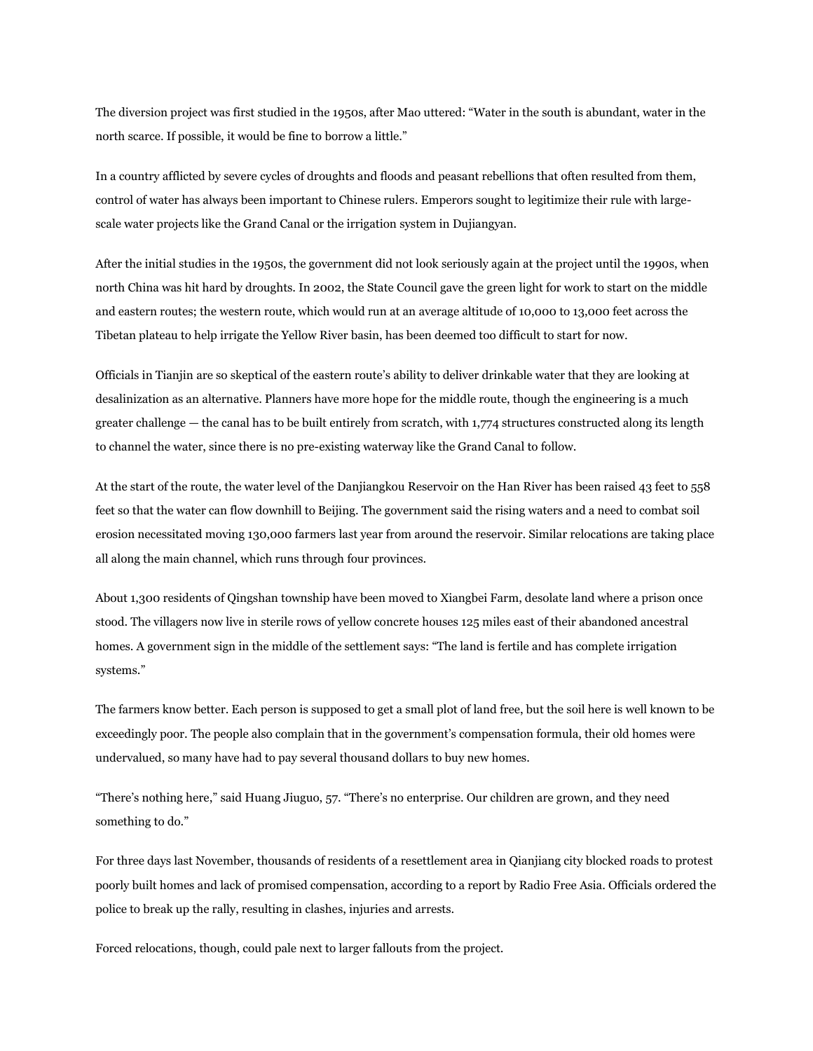The diversion project was first studied in the 1950s, after Mao uttered: "Water in the south is abundant, water in the north scarce. If possible, it would be fine to borrow a little."

In a country afflicted by severe cycles of droughts and floods and peasant rebellions that often resulted from them, control of water has always been important to Chinese rulers. Emperors sought to legitimize their rule with large-scale water projects like the Grand Canal or the irrigation system in Dujiangyan.

After the initial studies in the 1950s, the government did not look seriously again at the project until the 1990s, when north China was hit hard by droughts. In 2002, the State Council gave the green light for work to start on the middle and eastern routes; the western route, which would run at an average altitude of 10,000 to 13,000 feet across the Tibetan plateau to help irrigate the Yellow River basin, has been deemed too difficult to start for now.

Officials in Tianjin are so skeptical of the eastern route's ability to deliver drinkable water that they are looking at desalinization as an alternative. Planners have more hope for the middle route, though the engineering is a much greater challenge — the canal has to be built entirely from scratch, with 1,774 structures constructed along its length to channel the water, since there is no pre-existing waterway like the Grand Canal to follow.

At the start of the route, the water level of the Danjiangkou Reservoir on the Han River has been raised 43 feet to 558 feet so that the water can flow downhill to Beijing. The government said the rising waters and a need to combat soil erosion necessitated moving 130,000 farmers last year from around the reservoir. Similar relocations are taking place all along the main channel, which runs through four provinces.

About 1,300 residents of Qingshan township have been moved to Xiangbei Farm, desolate land where a prison once stood. The villagers now live in sterile rows of yellow concrete houses 125 miles east of their abandoned ancestral homes. A government sign in the middle of the settlement says: "The land is fertile and has complete irrigation systems."

The farmers know better. Each person is supposed to get a small plot of land free, but the soil here is well known to be exceedingly poor. The people also complain that in the government's compensation formula, their old homes were undervalued, so many have had to pay several thousand dollars to buy new homes.

"There's nothing here," said Huang Jiuguo, 57. "There's no enterprise. Our children are grown, and they need something to do."

For three days last November, thousands of residents of a resettlement area in Qianjiang city blocked roads to protest poorly built homes and lack of promised compensation, according to a report by Radio Free Asia. Officials ordered the police to break up the rally, resulting in clashes, injuries and arrests.

Forced relocations, though, could pale next to larger fallouts from the project.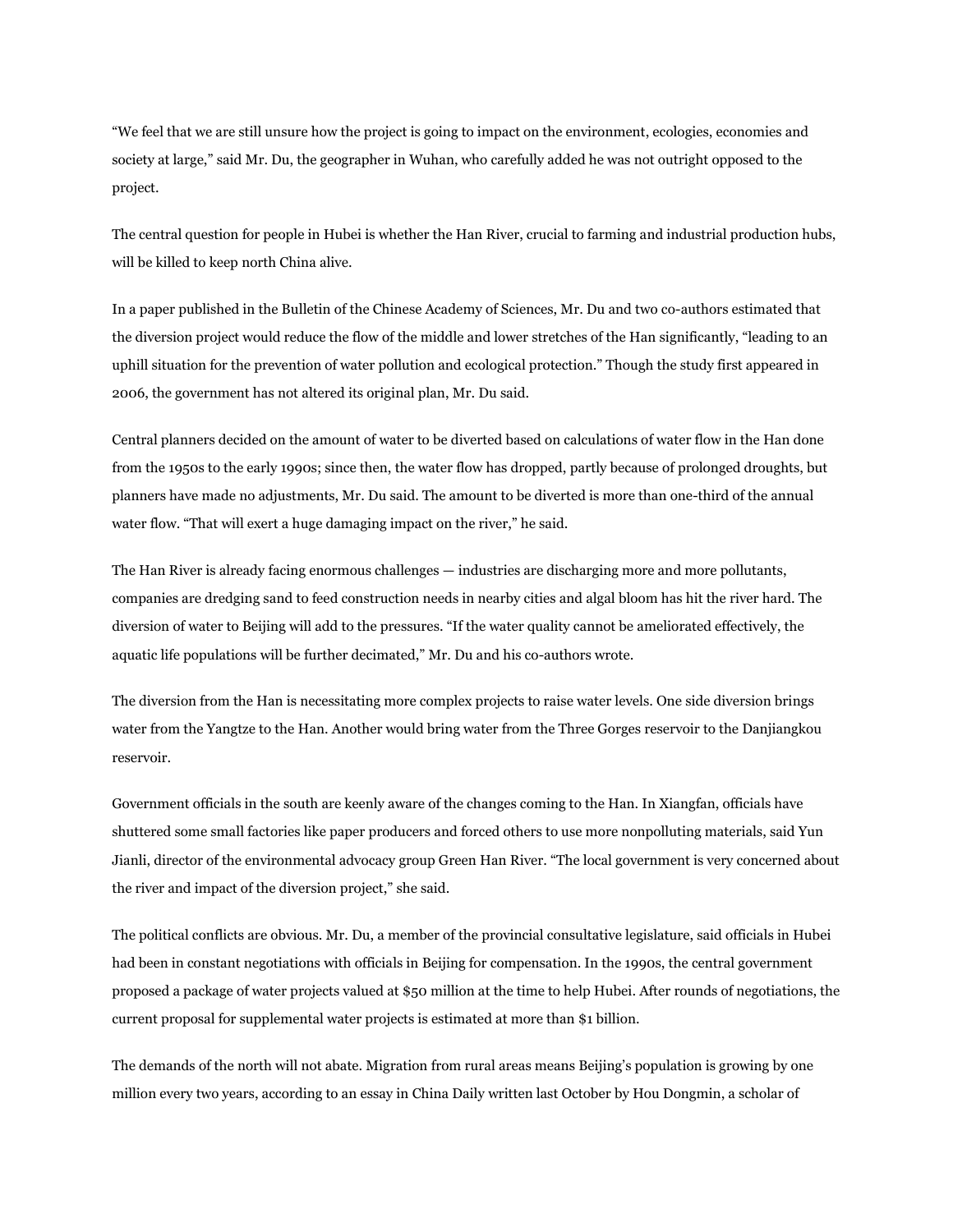"We feel that we are still unsure how the project is going to impact on the environment, ecologies, economies and society at large," said Mr. Du, the geographer in Wuhan, who carefully added he was not outright opposed to the project.

The central question for people in Hubei is whether the Han River, crucial to farming and industrial production hubs, will be killed to keep north China alive.

In a paper published in the Bulletin of the Chinese Academy of Sciences, Mr. Du and two co-authors estimated that the diversion project would reduce the flow of the middle and lower stretches of the Han significantly, "leading to an uphill situation for the prevention of water pollution and ecological protection." Though the study first appeared in 2006, the government has not altered its original plan, Mr. Du said.

Central planners decided on the amount of water to be diverted based on calculations of water flow in the Han done from the 1950s to the early 1990s; since then, the water flow has dropped, partly because of prolonged droughts, but planners have made no adjustments, Mr. Du said. The amount to be diverted is more than one-third of the annual water flow. "That will exert a huge damaging impact on the river," he said.

The Han River is already facing enormous challenges — industries are discharging more and more pollutants, companies are dredging sand to feed construction needs in nearby cities and algal bloom has hit the river hard. The diversion of water to Beijing will add to the pressures. "If the water quality cannot be ameliorated effectively, the aquatic life populations will be further decimated," Mr. Du and his co-authors wrote.

The diversion from the Han is necessitating more complex projects to raise water levels. One side diversion brings water from the Yangtze to the Han. Another would bring water from the Three Gorges reservoir to the Danjiangkou reservoir.

Government officials in the south are keenly aware of the changes coming to the Han. In Xiangfan, officials have shuttered some small factories like paper producers and forced others to use more nonpolluting materials, said Yun Jianli, director of the environmental advocacy group Green Han River. "The local government is very concerned about the river and impact of the diversion project," she said.

The political conflicts are obvious. Mr. Du, a member of the provincial consultative legislature, said officials in Hubei had been in constant negotiations with officials in Beijing for compensation. In the 1990s, the central government proposed a package of water projects valued at $50 million at the time to help Hubei. After rounds of negotiations, the current proposal for supplemental water projects is estimated at more than $1 billion.

The demands of the north will not abate. Migration from rural areas means Beijing's population is growing by one million every two years, according to an essay in China Daily written last October by Hou Dongmin, a scholar of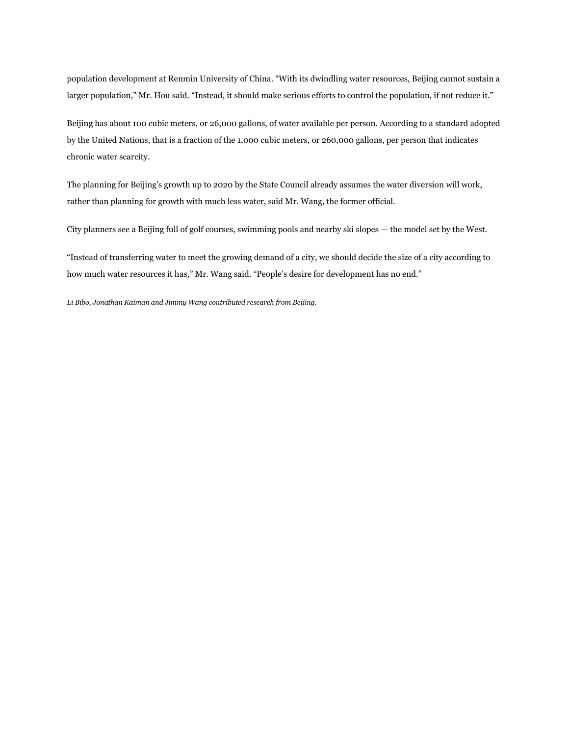population development at Renmin University of China. “With its dwindling water resources, Beijing cannot sustain a larger population,” Mr. Hou said. “Instead, it should make serious efforts to control the population, if not reduce it.”

Beijing has about 100 cubic meters, or 26,000 gallons, of water available per person. According to a standard adopted by the United Nations, that is a fraction of the 1,000 cubic meters, or 260,000 gallons, per person that indicates chronic water scarcity.

The planning for Beijing’s growth up to 2020 by the State Council already assumes the water diversion will work, rather than planning for growth with much less water, said Mr. Wang, the former official.

City planners see a Beijing full of golf courses, swimming pools and nearby ski slopes — the model set by the West.

“Instead of transferring water to meet the growing demand of a city, we should decide the size of a city according to how much water resources it has,” Mr. Wang said. “People’s desire for development has no end.”

*Li Bibo, Jonathan Kaiman and Jimmy Wang contributed research from Beijing.*